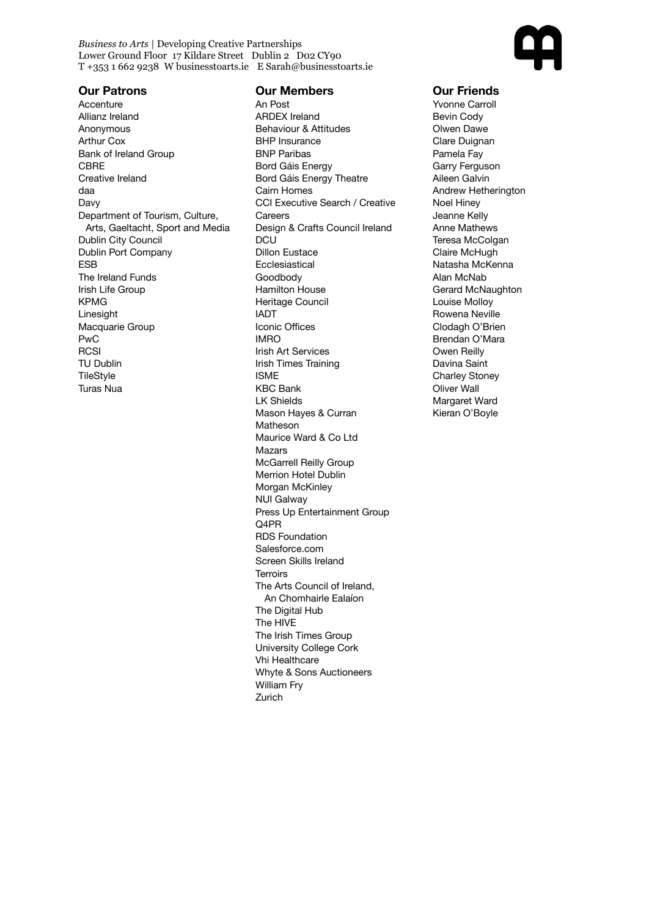*Business to Arts* | Developing Creative Partnerships
Lower Ground Floor 17 Kildare Street Dublin 2 D02 CY90
T +353 1 662 9238 W businesstoarts.ie E Sarah@businesstoarts.ie

## Our Patrons

Accenture
Allianz Ireland
Anonymous
Arthur Cox
Bank of Ireland Group
CBRE
Creative Ireland
daa
Davy
Department of Tourism, Culture, Arts, Gaeltacht, Sport and Media
Dublin City Council
Dublin Port Company
ESB
The Ireland Funds
Irish Life Group
KPMG
Linesight
Macquarie Group
PwC
RCSI
TU Dublin
TileStyle
Turas Nua

## Our Members

An Post
ARDEX Ireland
Behaviour & Attitudes
BHP Insurance
BNP Paribas
Bord Gáis Energy
Bord Gáis Energy Theatre
Cairn Homes
CCI Executive Search / Creative Careers
Design & Crafts Council Ireland
DCU
Dillon Eustace
Ecclesiastical
Goodbody
Hamilton House
Heritage Council
IADT
Iconic Offices
IMRO
Irish Art Services
Irish Times Training
ISME
KBC Bank
LK Shields
Mason Hayes & Curran
Matheson
Maurice Ward & Co Ltd
Mazars
McGarrell Reilly Group
Merrion Hotel Dublin
Morgan McKinley
NUI Galway
Press Up Entertainment Group
Q4PR
RDS Foundation
Salesforce.com
Screen Skills Ireland
Terroirs
The Arts Council of Ireland, An Chomhairle Ealaíon
The Digital Hub
The HIVE
The Irish Times Group
University College Cork
Vhi Healthcare
Whyte & Sons Auctioneers
William Fry
Zurich

## Our Friends

Yvonne Carroll
Bevin Cody
Olwen Dawe
Clare Duignan
Pamela Fay
Garry Ferguson
Aileen Galvin
Andrew Hetherington
Noel Hiney
Jeanne Kelly
Anne Mathews
Teresa McColgan
Claire McHugh
Natasha McKenna
Alan McNab
Gerard McNaughton
Louise Molloy
Rowena Neville
Clodagh O'Brien
Brendan O'Mara
Owen Reilly
Davina Saint
Charley Stoney
Oliver Wall
Margaret Ward
Kieran O'Boyle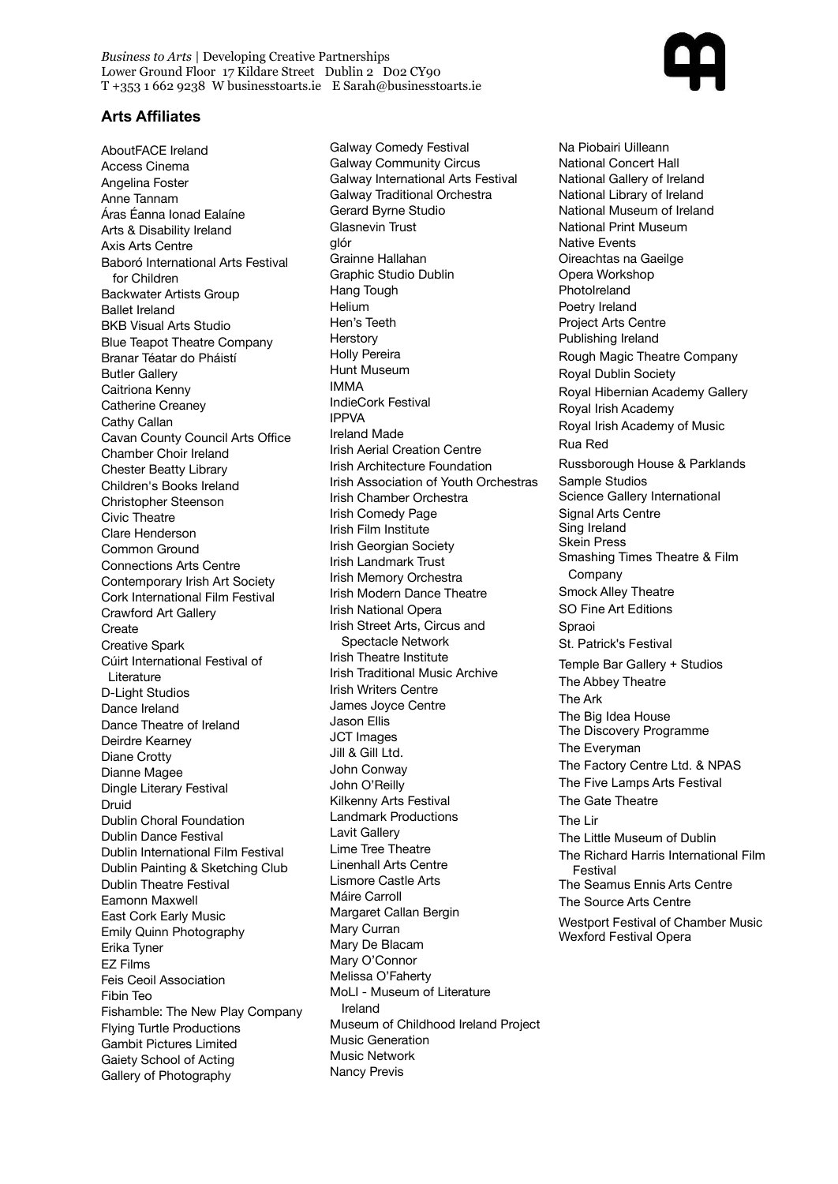*Business to Arts* | Developing Creative Partnerships
Lower Ground Floor 17 Kildare Street Dublin 2 D02 CY90
T +353 1 662 9238 W businesstoarts.ie E Sarah@businesstoarts.ie

## Arts Affiliates

AboutFACE Ireland
Access Cinema
Angelina Foster
Anne Tannam
Áras Éanna Ionad Ealaíne
Arts & Disability Ireland
Axis Arts Centre
Baboró International Arts Festival for Children
Backwater Artists Group
Ballet Ireland
BKB Visual Arts Studio
Blue Teapot Theatre Company
Branar Téatar do Pháistí
Butler Gallery
Caitriona Kenny
Catherine Creaney
Cathy Callan
Cavan County Council Arts Office
Chamber Choir Ireland
Chester Beatty Library
Children's Books Ireland
Christopher Steenson
Civic Theatre
Clare Henderson
Common Ground
Connections Arts Centre
Contemporary Irish Art Society
Cork International Film Festival
Crawford Art Gallery
Create
Creative Spark
Cúirt International Festival of Literature
D-Light Studios
Dance Ireland
Dance Theatre of Ireland
Deirdre Kearney
Diane Crotty
Dianne Magee
Dingle Literary Festival
Druid
Dublin Choral Foundation
Dublin Dance Festival
Dublin International Film Festival
Dublin Painting & Sketching Club
Dublin Theatre Festival
Eamonn Maxwell
East Cork Early Music
Emily Quinn Photography
Erika Tyner
EZ Films
Feis Ceoil Association
Fibin Teo
Fishamble: The New Play Company
Flying Turtle Productions
Gambit Pictures Limited
Gaiety School of Acting
Gallery of Photography
Galway Comedy Festival
Galway Community Circus
Galway International Arts Festival
Galway Traditional Orchestra
Gerard Byrne Studio
Glasnevin Trust
glór
Grainne Hallahan
Graphic Studio Dublin
Hang Tough
Helium
Hen's Teeth
Herstory
Holly Pereira
Hunt Museum
IMMA
IndieCork Festival
IPPVA
Ireland Made
Irish Aerial Creation Centre
Irish Architecture Foundation
Irish Association of Youth Orchestras
Irish Chamber Orchestra
Irish Comedy Page
Irish Film Institute
Irish Georgian Society
Irish Landmark Trust
Irish Memory Orchestra
Irish Modern Dance Theatre
Irish National Opera
Irish Street Arts, Circus and Spectacle Network
Irish Theatre Institute
Irish Traditional Music Archive
Irish Writers Centre
James Joyce Centre
Jason Ellis
JCT Images
Jill & Gill Ltd.
John Conway
John O'Reilly
Kilkenny Arts Festival
Landmark Productions
Lavit Gallery
Lime Tree Theatre
Linenhall Arts Centre
Lismore Castle Arts
Máire Carroll
Margaret Callan Bergin
Mary Curran
Mary De Blacam
Mary O'Connor
Melissa O'Faherty
MoLI - Museum of Literature Ireland
Museum of Childhood Ireland Project
Music Generation
Music Network
Nancy Previs
Na Piobairi Uilleann
National Concert Hall
National Gallery of Ireland
National Library of Ireland
National Museum of Ireland
National Print Museum
Native Events
Oireachtas na Gaeilge
Opera Workshop
PhotoIreland
Poetry Ireland
Project Arts Centre
Publishing Ireland
Rough Magic Theatre Company
Royal Dublin Society
Royal Hibernian Academy Gallery
Royal Irish Academy
Royal Irish Academy of Music
Rua Red
Russborough House & Parklands
Sample Studios
Science Gallery International
Signal Arts Centre
Sing Ireland
Skein Press
Smashing Times Theatre & Film Company
Smock Alley Theatre
SO Fine Art Editions
Spraoi
St. Patrick's Festival
Temple Bar Gallery + Studios
The Abbey Theatre
The Ark
The Big Idea House
The Discovery Programme
The Everyman
The Factory Centre Ltd. & NPAS
The Five Lamps Arts Festival
The Gate Theatre
The Lir
The Little Museum of Dublin
The Richard Harris International Film Festival
The Seamus Ennis Arts Centre
The Source Arts Centre
Westport Festival of Chamber Music
Wexford Festival Opera